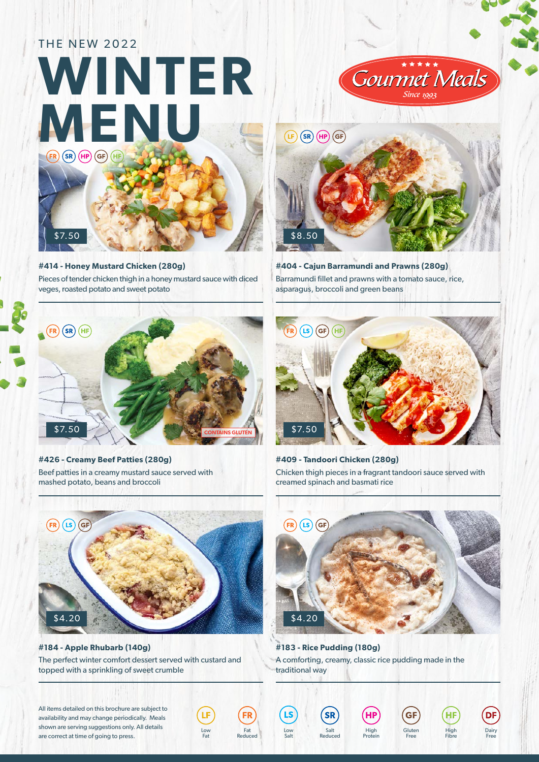THE NEW 2022

# WINTER MENU

Gourmet Meals
Since 1993

FR SR HP GF HF

$7.50

**#414 - Honey Mustard Chicken (280g)**

Pieces of tender chicken thigh in a honey mustard sauce with diced veges, roasted potato and sweet potato

LF SR HP GF

$8.50

**#404 - Cajun Barramundi and Prawns (280g)**

Barramundi fillet and prawns with a tomato sauce, rice, asparagus, broccoli and green beans

FR SR HF

$7.50

CONTAINS GLUTEN

**#426 - Creamy Beef Patties (280g)**

Beef patties in a creamy mustard sauce served with mashed potato, beans and broccoli

FR LS GF HF

$7.50

**#409 - Tandoori Chicken (280g)**

Chicken thigh pieces in a fragrant tandoori sauce served with creamed spinach and basmati rice

FR LS GF

$4.20

**#184 - Apple Rhubarb (140g)**

The perfect winter comfort dessert served with custard and topped with a sprinkling of sweet crumble

FR LS GF

$4.20

**#183 - Rice Pudding (180g)**

A comforting, creamy, classic rice pudding made in the traditional way

All items detailed on this brochure are subject to availability and may change periodically. Meals shown are serving suggestions only. All details are correct at time of going to press.

LF Low Fat | FR Fat Reduced | LS Low Salt | SR Salt Reduced | HP High Protein | GF Gluten Free | HF High Fibre | DF Dairy Free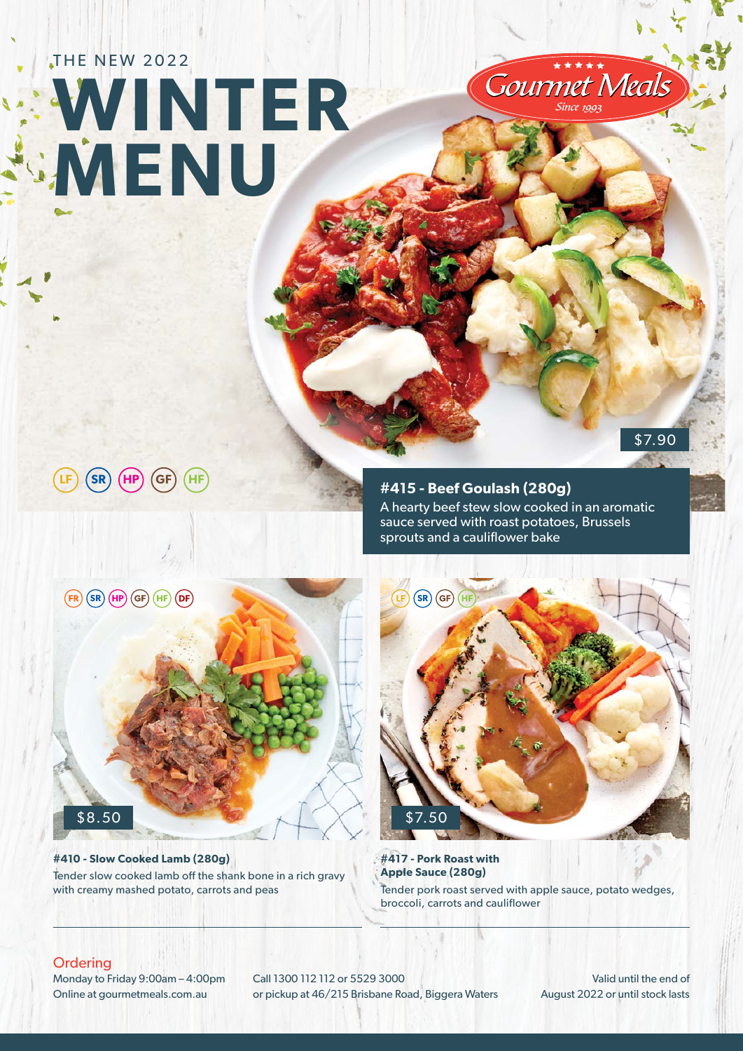THE NEW 2022

# WINTER MENU

Gourmet Meals
Since 1993

LF SR HP GF HF

$7.90

**#415 - Beef Goulash (280g)**

A hearty beef stew slow cooked in an aromatic sauce served with roast potatoes, Brussels sprouts and a cauliflower bake

FR SR HP GF HF DF

$8.50

**#410 - Slow Cooked Lamb (280g)**

Tender slow cooked lamb off the shank bone in a rich gravy with creamy mashed potato, carrots and peas

LF SR GF HF

$7.50

**#417 - Pork Roast with Apple Sauce (280g)**

Tender pork roast served with apple sauce, potato wedges, broccoli, carrots and cauliflower

## Ordering

Monday to Friday 9:00am – 4:00pm
Online at gourmetmeals.com.au

Call 1300 112 112 or 5529 3000
or pickup at 46/215 Brisbane Road, Biggera Waters

Valid until the end of August 2022 or until stock lasts